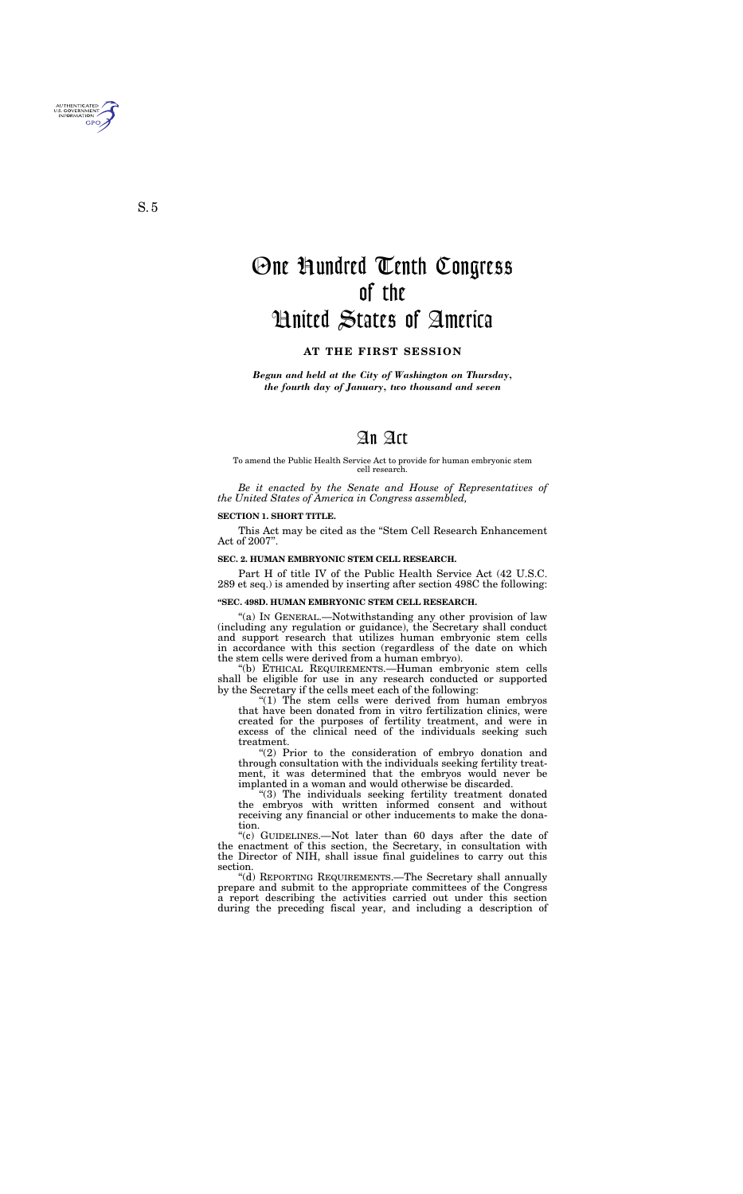S. 5

# One Hundred Tenth Congress of the United States of America

## AT THE FIRST SESSION

***Begun and held at the City of Washington on Thursday, the fourth day of January, two thousand and seven***

# An Act

To amend the Public Health Service Act to provide for human embryonic stem cell research.

*Be it enacted by the Senate and House of Representatives of the United States of America in Congress assembled,*

**SECTION 1. SHORT TITLE.**

This Act may be cited as the "Stem Cell Research Enhancement Act of 2007".

**SEC. 2. HUMAN EMBRYONIC STEM CELL RESEARCH.**

Part H of title IV of the Public Health Service Act (42 U.S.C. 289 et seq.) is amended by inserting after section 498C the following:

**"SEC. 498D. HUMAN EMBRYONIC STEM CELL RESEARCH.**

"(a) IN GENERAL.—Notwithstanding any other provision of law (including any regulation or guidance), the Secretary shall conduct and support research that utilizes human embryonic stem cells in accordance with this section (regardless of the date on which the stem cells were derived from a human embryo).

"(b) ETHICAL REQUIREMENTS.—Human embryonic stem cells shall be eligible for use in any research conducted or supported by the Secretary if the cells meet each of the following:

"(1) The stem cells were derived from human embryos that have been donated from in vitro fertilization clinics, were created for the purposes of fertility treatment, and were in excess of the clinical need of the individuals seeking such treatment.

"(2) Prior to the consideration of embryo donation and through consultation with the individuals seeking fertility treatment, it was determined that the embryos would never be implanted in a woman and would otherwise be discarded.

"(3) The individuals seeking fertility treatment donated the embryos with written informed consent and without receiving any financial or other inducements to make the donation.

"(c) GUIDELINES.—Not later than 60 days after the date of the enactment of this section, the Secretary, in consultation with the Director of NIH, shall issue final guidelines to carry out this section.

"(d) REPORTING REQUIREMENTS.—The Secretary shall annually prepare and submit to the appropriate committees of the Congress a report describing the activities carried out under this section during the preceding fiscal year, and including a description of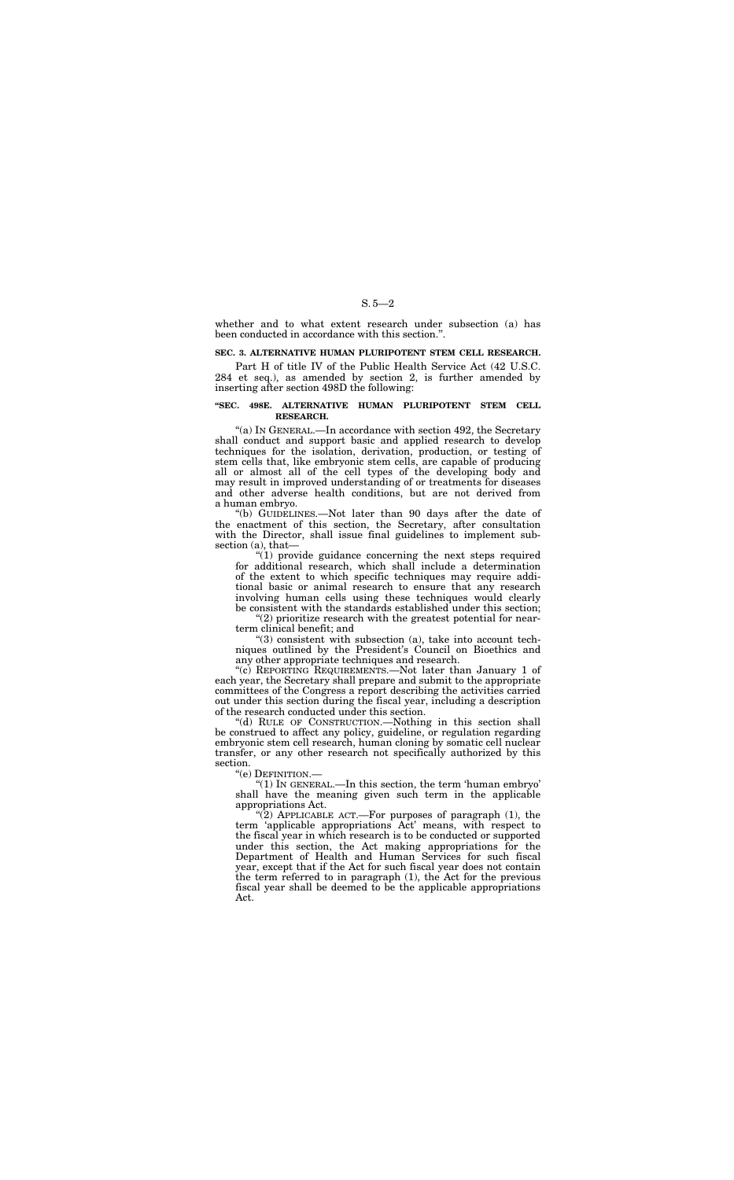whether and to what extent research under subsection (a) has been conducted in accordance with this section.".

**SEC. 3. ALTERNATIVE HUMAN PLURIPOTENT STEM CELL RESEARCH.**

Part H of title IV of the Public Health Service Act (42 U.S.C. 284 et seq.), as amended by section 2, is further amended by inserting after section 498D the following:

**"SEC. 498E. ALTERNATIVE HUMAN PLURIPOTENT STEM CELL RESEARCH.**

"(a) IN GENERAL.—In accordance with section 492, the Secretary shall conduct and support basic and applied research to develop techniques for the isolation, derivation, production, or testing of stem cells that, like embryonic stem cells, are capable of producing all or almost all of the cell types of the developing body and may result in improved understanding of or treatments for diseases and other adverse health conditions, but are not derived from a human embryo.

"(b) GUIDELINES.—Not later than 90 days after the date of the enactment of this section, the Secretary, after consultation with the Director, shall issue final guidelines to implement subsection (a), that—

"(1) provide guidance concerning the next steps required for additional research, which shall include a determination of the extent to which specific techniques may require additional basic or animal research to ensure that any research involving human cells using these techniques would clearly be consistent with the standards established under this section;

"(2) prioritize research with the greatest potential for near-term clinical benefit; and

"(3) consistent with subsection (a), take into account techniques outlined by the President's Council on Bioethics and any other appropriate techniques and research.

"(c) REPORTING REQUIREMENTS.—Not later than January 1 of each year, the Secretary shall prepare and submit to the appropriate committees of the Congress a report describing the activities carried out under this section during the fiscal year, including a description of the research conducted under this section.

"(d) RULE OF CONSTRUCTION.—Nothing in this section shall be construed to affect any policy, guideline, or regulation regarding embryonic stem cell research, human cloning by somatic cell nuclear transfer, or any other research not specifically authorized by this section.

"(e) DEFINITION.—

"(1) IN GENERAL.—In this section, the term 'human embryo' shall have the meaning given such term in the applicable appropriations Act.

"(2) APPLICABLE ACT.—For purposes of paragraph (1), the term 'applicable appropriations Act' means, with respect to the fiscal year in which research is to be conducted or supported under this section, the Act making appropriations for the Department of Health and Human Services for such fiscal year, except that if the Act for such fiscal year does not contain the term referred to in paragraph (1), the Act for the previous fiscal year shall be deemed to be the applicable appropriations Act.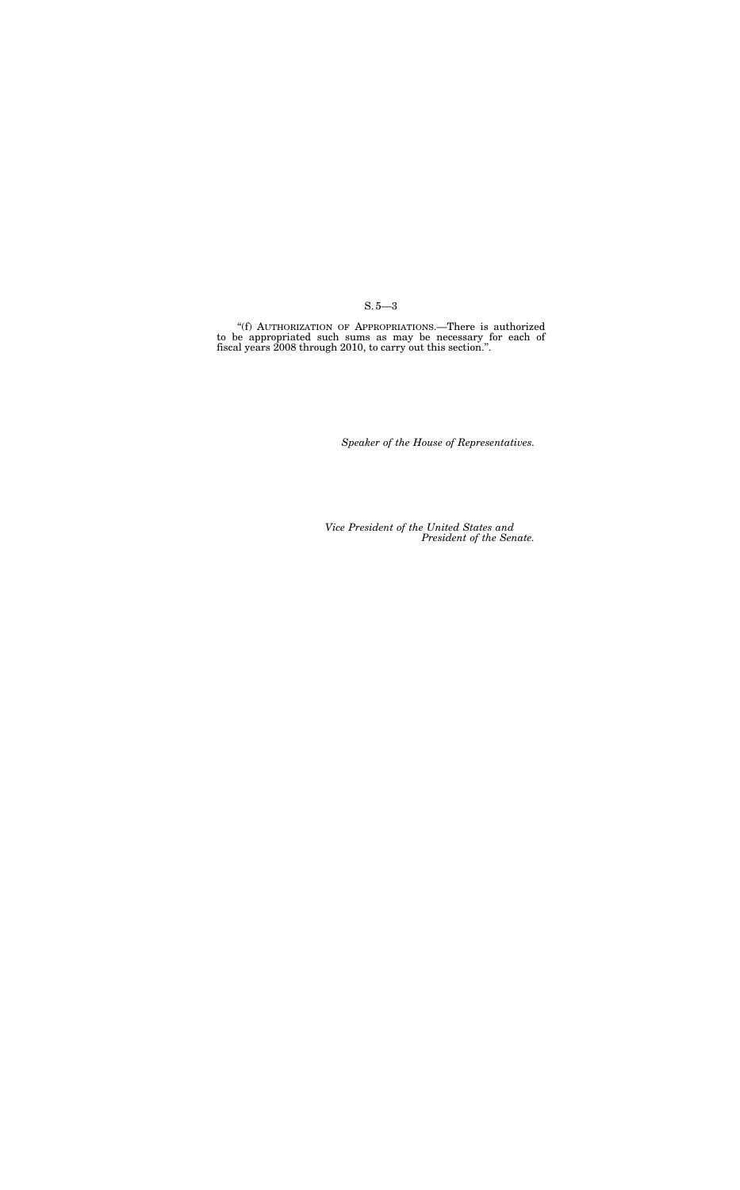"(f) AUTHORIZATION OF APPROPRIATIONS.—There is authorized to be appropriated such sums as may be necessary for each of fiscal years 2008 through 2010, to carry out this section.".

*Speaker of the House of Representatives.*

*Vice President of the United States and President of the Senate.*